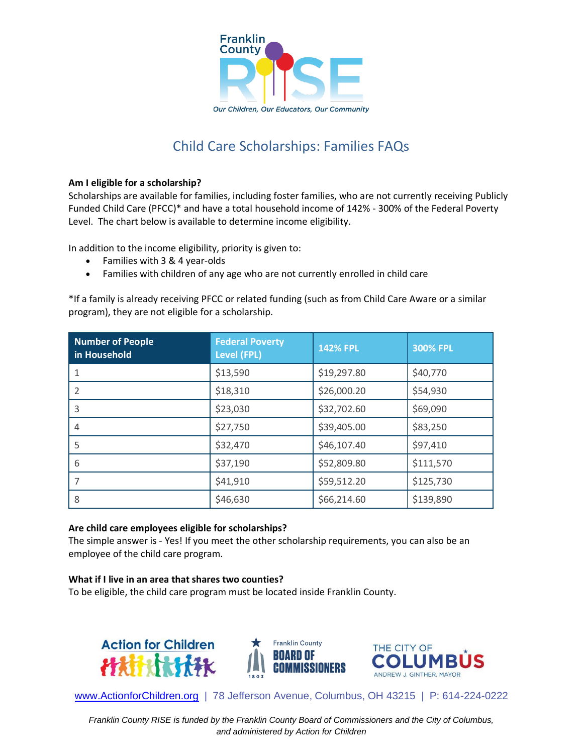Franklin County RISE

*Our Children, Our Educators, Our Community*

# Child Care Scholarships: Families FAQs

**Am I eligible for a scholarship?**

Scholarships are available for families, including foster families, who are not currently receiving Publicly Funded Child Care (PFCC)* and have a total household income of 142% - 300% of the Federal Poverty Level. The chart below is available to determine income eligibility.

In addition to the income eligibility, priority is given to:

- Families with 3 & 4 year-olds
- Families with children of any age who are not currently enrolled in child care

*If a family is already receiving PFCC or related funding (such as from Child Care Aware or a similar program), they are not eligible for a scholarship.

| Number of People in Household | Federal Poverty Level (FPL) | 142% FPL | 300% FPL |
|---|---|---|---|
| 1 | $13,590 | $19,297.80 | $40,770 |
| 2 | $18,310 | $26,000.20 | $54,930 |
| 3 | $23,030 | $32,702.60 | $69,090 |
| 4 | $27,750 | $39,405.00 | $83,250 |
| 5 | $32,470 | $46,107.40 | $97,410 |
| 6 | $37,190 | $52,809.80 | $111,570 |
| 7 | $41,910 | $59,512.20 | $125,730 |
| 8 | $46,630 | $66,214.60 | $139,890 |

**Are child care employees eligible for scholarships?**

The simple answer is - Yes! If you meet the other scholarship requirements, you can also be an employee of the child care program.

**What if I live in an area that shares two counties?**

To be eligible, the child care program must be located inside Franklin County.

Action for Children | Franklin County Board of Commissioners | The City of Columbus, Andrew J. Ginther, Mayor

www.ActionforChildren.org | 78 Jefferson Avenue, Columbus, OH 43215 | P: 614-224-0222

*Franklin County RISE is funded by the Franklin County Board of Commissioners and the City of Columbus, and administered by Action for Children*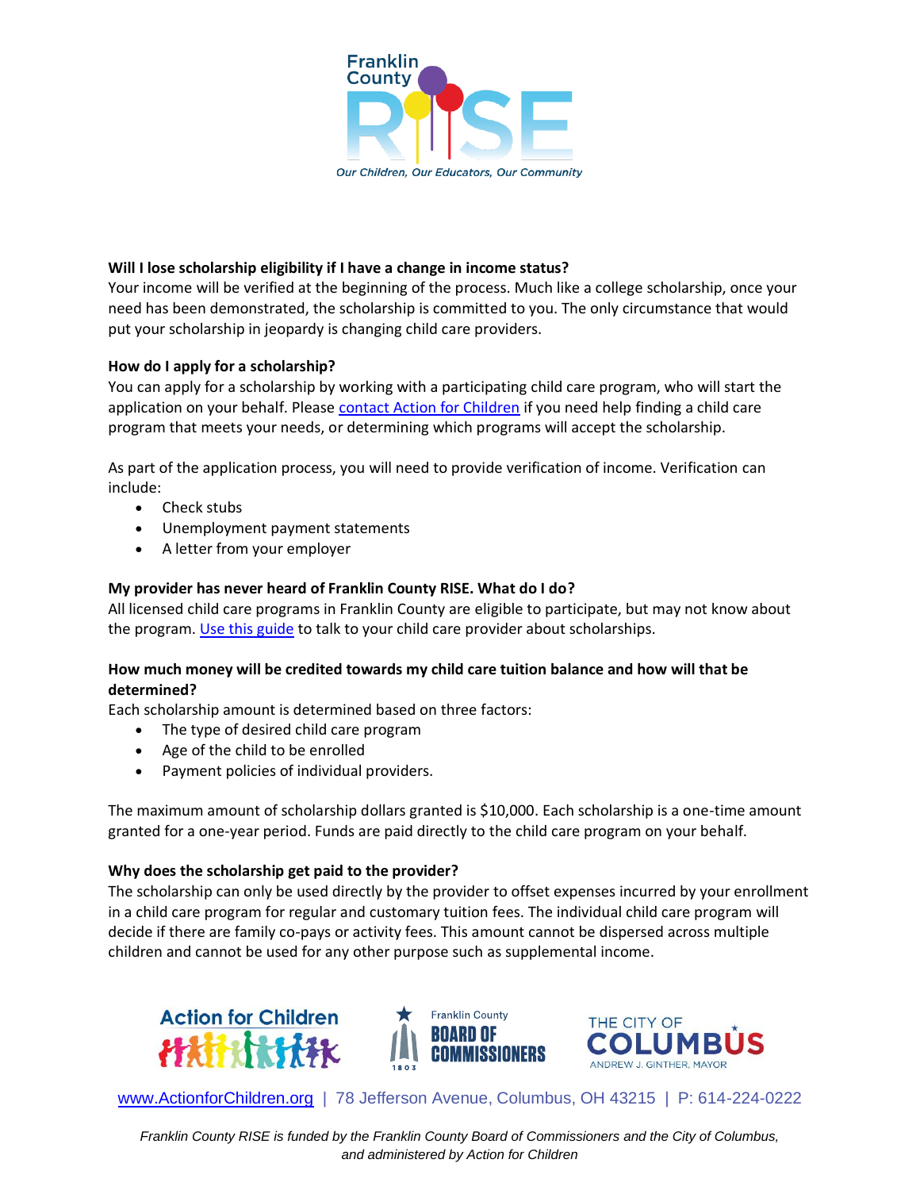### Will I lose scholarship eligibility if I have a change in income status?

Your income will be verified at the beginning of the process. Much like a college scholarship, once your need has been demonstrated, the scholarship is committed to you. The only circumstance that would put your scholarship in jeopardy is changing child care providers.

### How do I apply for a scholarship?

You can apply for a scholarship by working with a participating child care program, who will start the application on your behalf. Please contact Action for Children if you need help finding a child care program that meets your needs, or determining which programs will accept the scholarship.

As part of the application process, you will need to provide verification of income. Verification can include:

- Check stubs
- Unemployment payment statements
- A letter from your employer

### My provider has never heard of Franklin County RISE. What do I do?

All licensed child care programs in Franklin County are eligible to participate, but may not know about the program. Use this guide to talk to your child care provider about scholarships.

### How much money will be credited towards my child care tuition balance and how will that be determined?

Each scholarship amount is determined based on three factors:

- The type of desired child care program
- Age of the child to be enrolled
- Payment policies of individual providers.

The maximum amount of scholarship dollars granted is $10,000. Each scholarship is a one-time amount granted for a one-year period. Funds are paid directly to the child care program on your behalf.

### Why does the scholarship get paid to the provider?

The scholarship can only be used directly by the provider to offset expenses incurred by your enrollment in a child care program for regular and customary tuition fees. The individual child care program will decide if there are family co-pays or activity fees. This amount cannot be dispersed across multiple children and cannot be used for any other purpose such as supplemental income.

www.ActionforChildren.org | 78 Jefferson Avenue, Columbus, OH 43215 | P: 614-224-0222

*Franklin County RISE is funded by the Franklin County Board of Commissioners and the City of Columbus, and administered by Action for Children*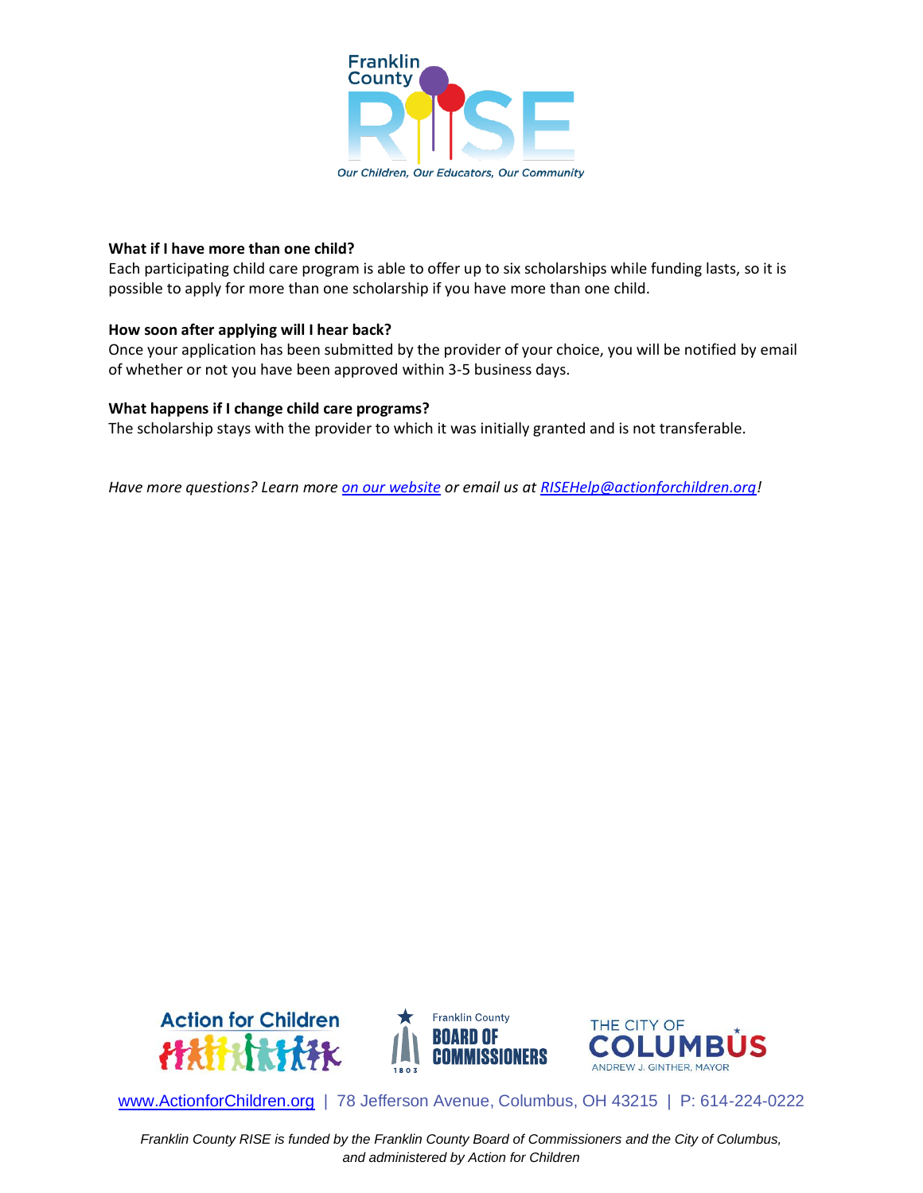**What if I have more than one child?**
Each participating child care program is able to offer up to six scholarships while funding lasts, so it is possible to apply for more than one scholarship if you have more than one child.

**How soon after applying will I hear back?**
Once your application has been submitted by the provider of your choice, you will be notified by email of whether or not you have been approved within 3-5 business days.

**What happens if I change child care programs?**
The scholarship stays with the provider to which it was initially granted and is not transferable.

*Have more questions? Learn more [on our website]() or email us at [RISEHelp@actionforchildren.org](mailto:RISEHelp@actionforchildren.org)!*

www.ActionforChildren.org | 78 Jefferson Avenue, Columbus, OH 43215 | P: 614-224-0222

*Franklin County RISE is funded by the Franklin County Board of Commissioners and the City of Columbus, and administered by Action for Children*